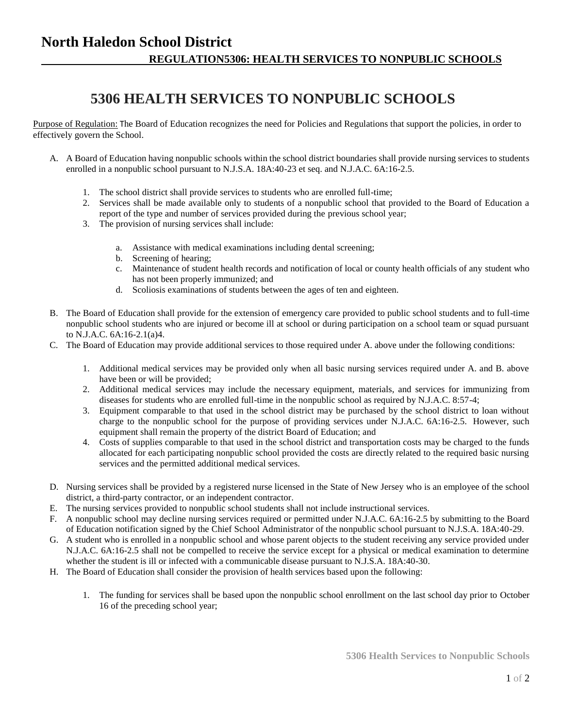# North Haledon School District

## REGULATION5306: HEALTH SERVICES TO NONPUBLIC SCHOOLS

# 5306 HEALTH SERVICES TO NONPUBLIC SCHOOLS

Purpose of Regulation: The Board of Education recognizes the need for Policies and Regulations that support the policies, in order to effectively govern the School.

A. A Board of Education having nonpublic schools within the school district boundaries shall provide nursing services to students enrolled in a nonpublic school pursuant to N.J.S.A. 18A:40-23 et seq. and N.J.A.C. 6A:16-2.5.

   1. The school district shall provide services to students who are enrolled full-time;
   2. Services shall be made available only to students of a nonpublic school that provided to the Board of Education a report of the type and number of services provided during the previous school year;
   3. The provision of nursing services shall include:

      a. Assistance with medical examinations including dental screening;
      b. Screening of hearing;
      c. Maintenance of student health records and notification of local or county health officials of any student who has not been properly immunized; and
      d. Scoliosis examinations of students between the ages of ten and eighteen.

B. The Board of Education shall provide for the extension of emergency care provided to public school students and to full-time nonpublic school students who are injured or become ill at school or during participation on a school team or squad pursuant to N.J.A.C. 6A:16-2.1(a)4.

C. The Board of Education may provide additional services to those required under A. above under the following conditions:

   1. Additional medical services may be provided only when all basic nursing services required under A. and B. above have been or will be provided;
   2. Additional medical services may include the necessary equipment, materials, and services for immunizing from diseases for students who are enrolled full-time in the nonpublic school as required by N.J.A.C. 8:57-4;
   3. Equipment comparable to that used in the school district may be purchased by the school district to loan without charge to the nonpublic school for the purpose of providing services under N.J.A.C. 6A:16-2.5. However, such equipment shall remain the property of the district Board of Education; and
   4. Costs of supplies comparable to that used in the school district and transportation costs may be charged to the funds allocated for each participating nonpublic school provided the costs are directly related to the required basic nursing services and the permitted additional medical services.

D. Nursing services shall be provided by a registered nurse licensed in the State of New Jersey who is an employee of the school district, a third-party contractor, or an independent contractor.

E. The nursing services provided to nonpublic school students shall not include instructional services.

F. A nonpublic school may decline nursing services required or permitted under N.J.A.C. 6A:16-2.5 by submitting to the Board of Education notification signed by the Chief School Administrator of the nonpublic school pursuant to N.J.S.A. 18A:40-29.

G. A student who is enrolled in a nonpublic school and whose parent objects to the student receiving any service provided under N.J.A.C. 6A:16-2.5 shall not be compelled to receive the service except for a physical or medical examination to determine whether the student is ill or infected with a communicable disease pursuant to N.J.S.A. 18A:40-30.

H. The Board of Education shall consider the provision of health services based upon the following:

   1. The funding for services shall be based upon the nonpublic school enrollment on the last school day prior to October 16 of the preceding school year;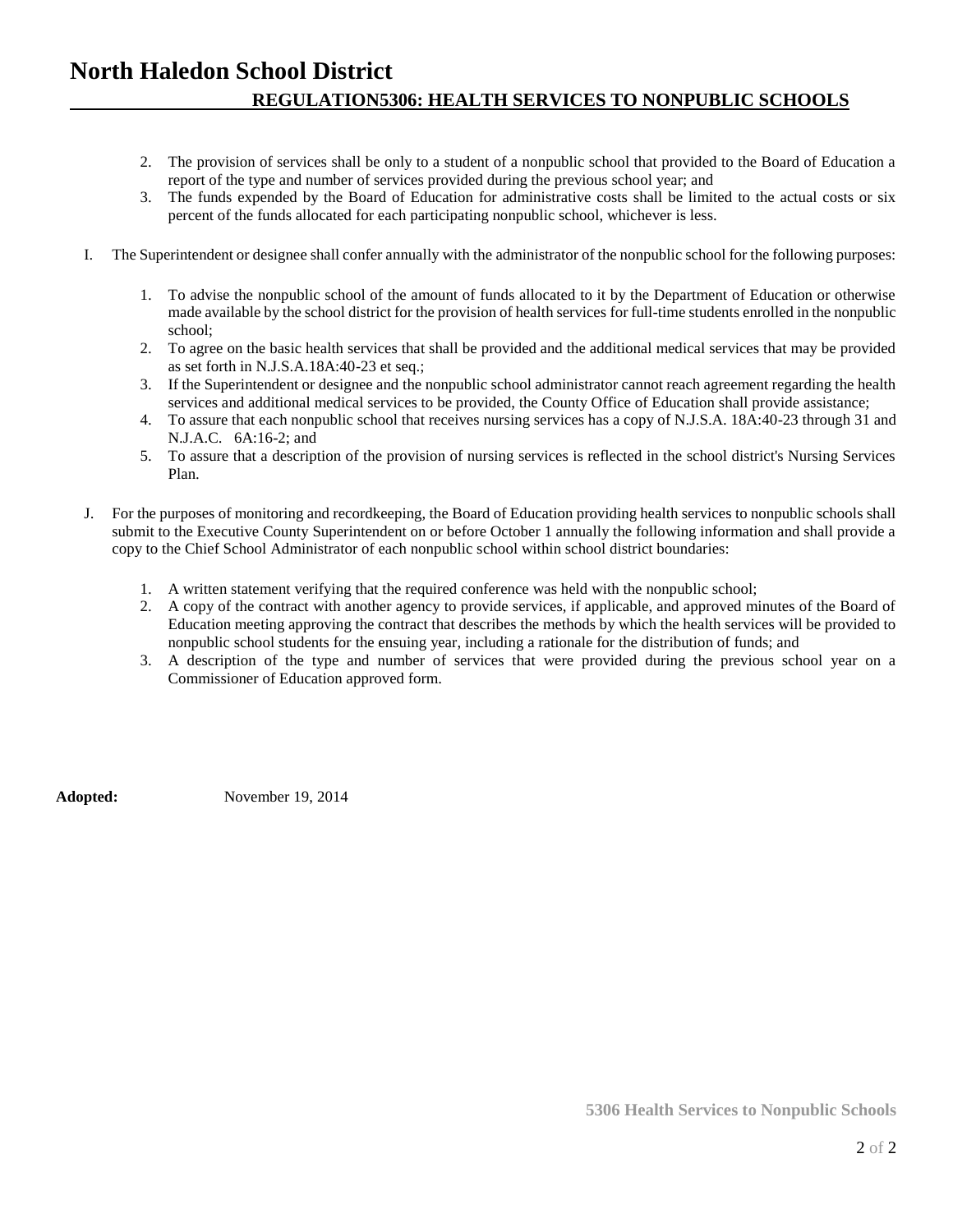# North Haledon School District

## REGULATION5306: HEALTH SERVICES TO NONPUBLIC SCHOOLS

2. The provision of services shall be only to a student of a nonpublic school that provided to the Board of Education a report of the type and number of services provided during the previous school year; and
3. The funds expended by the Board of Education for administrative costs shall be limited to the actual costs or six percent of the funds allocated for each participating nonpublic school, whichever is less.

I. The Superintendent or designee shall confer annually with the administrator of the nonpublic school for the following purposes:

   1. To advise the nonpublic school of the amount of funds allocated to it by the Department of Education or otherwise made available by the school district for the provision of health services for full-time students enrolled in the nonpublic school;
   2. To agree on the basic health services that shall be provided and the additional medical services that may be provided as set forth in N.J.S.A.18A:40-23 et seq.;
   3. If the Superintendent or designee and the nonpublic school administrator cannot reach agreement regarding the health services and additional medical services to be provided, the County Office of Education shall provide assistance;
   4. To assure that each nonpublic school that receives nursing services has a copy of N.J.S.A. 18A:40-23 through 31 and N.J.A.C. 6A:16-2; and
   5. To assure that a description of the provision of nursing services is reflected in the school district's Nursing Services Plan.

J. For the purposes of monitoring and recordkeeping, the Board of Education providing health services to nonpublic schools shall submit to the Executive County Superintendent on or before October 1 annually the following information and shall provide a copy to the Chief School Administrator of each nonpublic school within school district boundaries:

   1. A written statement verifying that the required conference was held with the nonpublic school;
   2. A copy of the contract with another agency to provide services, if applicable, and approved minutes of the Board of Education meeting approving the contract that describes the methods by which the health services will be provided to nonpublic school students for the ensuing year, including a rationale for the distribution of funds; and
   3. A description of the type and number of services that were provided during the previous school year on a Commissioner of Education approved form.

**Adopted:** November 19, 2014